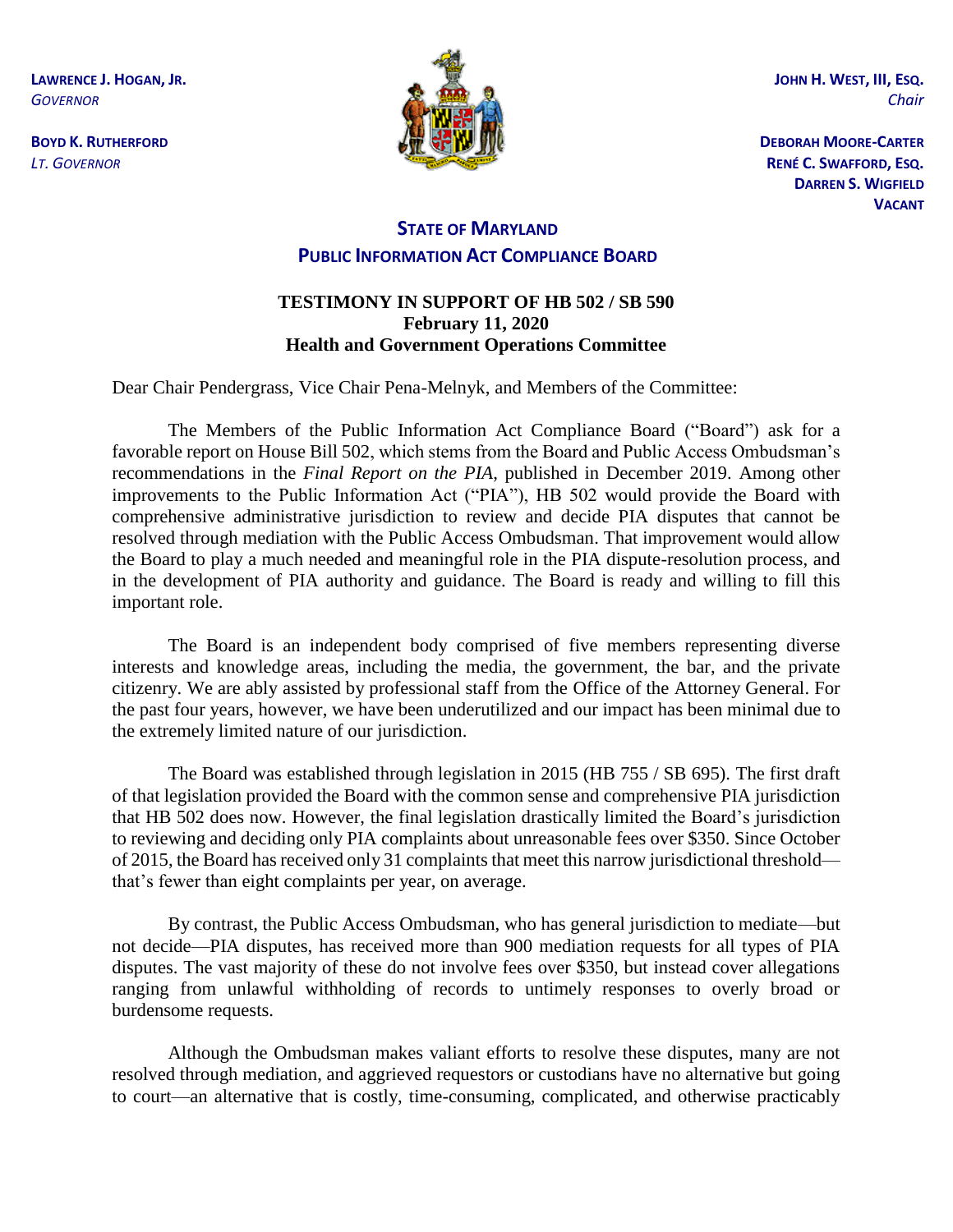**LAWRENCE J. HOGAN, JR.**
*GOVERNOR*

**BOYD K. RUTHERFORD**
*LT. GOVERNOR*

**JOHN H. WEST, III, ESQ.**
*Chair*

**DEBORAH MOORE-CARTER**
**RENÉ C. SWAFFORD, ESQ.**
**DARREN S. WIGFIELD**
**VACANT**

## STATE OF MARYLAND
## PUBLIC INFORMATION ACT COMPLIANCE BOARD

### TESTIMONY IN SUPPORT OF HB 502 / SB 590
### February 11, 2020
### Health and Government Operations Committee

Dear Chair Pendergrass, Vice Chair Pena-Melnyk, and Members of the Committee:

The Members of the Public Information Act Compliance Board ("Board") ask for a favorable report on House Bill 502, which stems from the Board and Public Access Ombudsman's recommendations in the *Final Report on the PIA*, published in December 2019. Among other improvements to the Public Information Act ("PIA"), HB 502 would provide the Board with comprehensive administrative jurisdiction to review and decide PIA disputes that cannot be resolved through mediation with the Public Access Ombudsman. That improvement would allow the Board to play a much needed and meaningful role in the PIA dispute-resolution process, and in the development of PIA authority and guidance. The Board is ready and willing to fill this important role.

The Board is an independent body comprised of five members representing diverse interests and knowledge areas, including the media, the government, the bar, and the private citizenry. We are ably assisted by professional staff from the Office of the Attorney General. For the past four years, however, we have been underutilized and our impact has been minimal due to the extremely limited nature of our jurisdiction.

The Board was established through legislation in 2015 (HB 755 / SB 695). The first draft of that legislation provided the Board with the common sense and comprehensive PIA jurisdiction that HB 502 does now. However, the final legislation drastically limited the Board's jurisdiction to reviewing and deciding only PIA complaints about unreasonable fees over $350. Since October of 2015, the Board has received only 31 complaints that meet this narrow jurisdictional threshold—that's fewer than eight complaints per year, on average.

By contrast, the Public Access Ombudsman, who has general jurisdiction to mediate—but not decide—PIA disputes, has received more than 900 mediation requests for all types of PIA disputes. The vast majority of these do not involve fees over $350, but instead cover allegations ranging from unlawful withholding of records to untimely responses to overly broad or burdensome requests.

Although the Ombudsman makes valiant efforts to resolve these disputes, many are not resolved through mediation, and aggrieved requestors or custodians have no alternative but going to court—an alternative that is costly, time-consuming, complicated, and otherwise practicably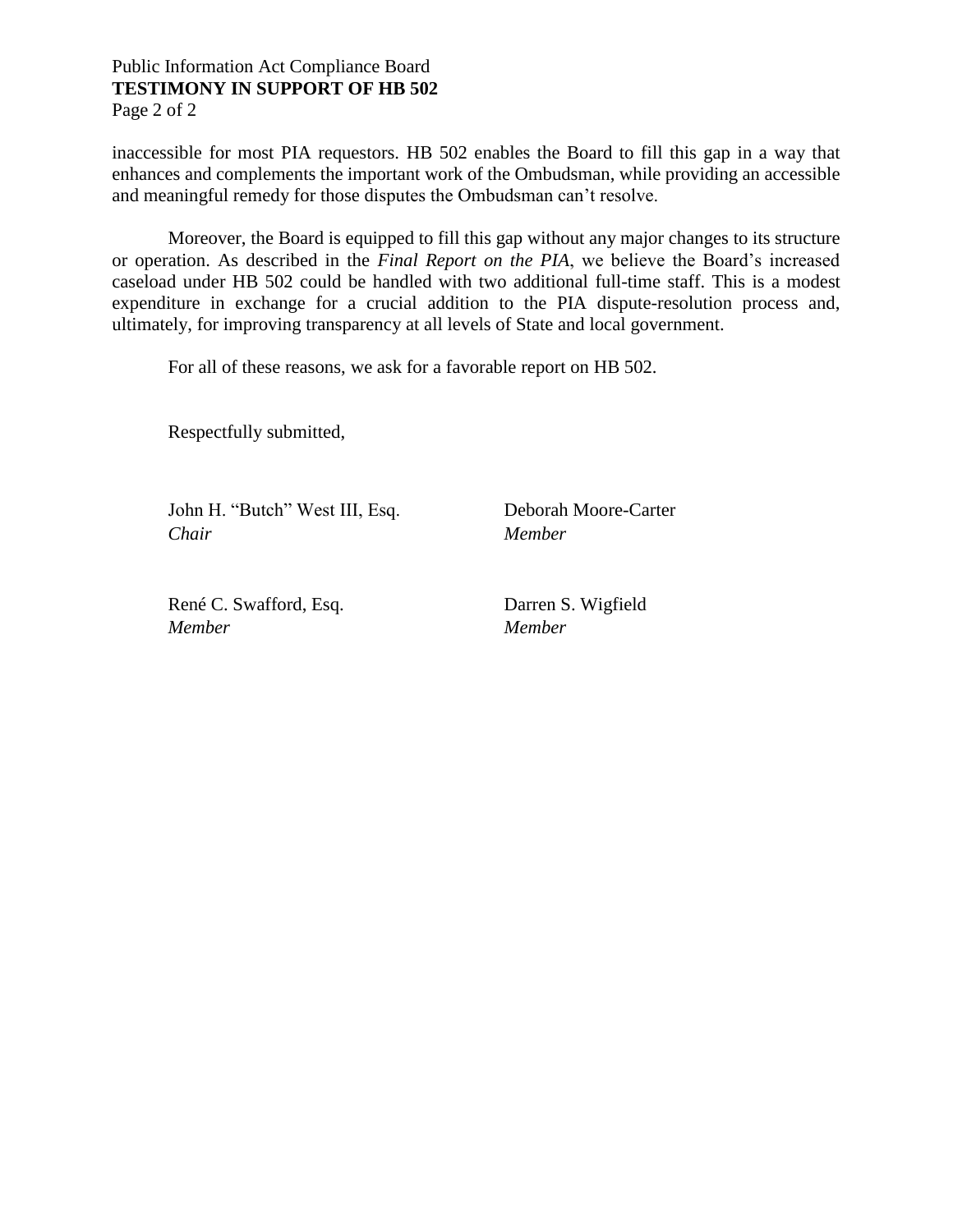inaccessible for most PIA requestors. HB 502 enables the Board to fill this gap in a way that enhances and complements the important work of the Ombudsman, while providing an accessible and meaningful remedy for those disputes the Ombudsman can't resolve.

Moreover, the Board is equipped to fill this gap without any major changes to its structure or operation. As described in the *Final Report on the PIA*, we believe the Board's increased caseload under HB 502 could be handled with two additional full-time staff. This is a modest expenditure in exchange for a crucial addition to the PIA dispute-resolution process and, ultimately, for improving transparency at all levels of State and local government.

For all of these reasons, we ask for a favorable report on HB 502.

Respectfully submitted,

John H. "Butch" West III, Esq.
*Chair*

Deborah Moore-Carter
*Member*

René C. Swafford, Esq.
*Member*

Darren S. Wigfield
*Member*